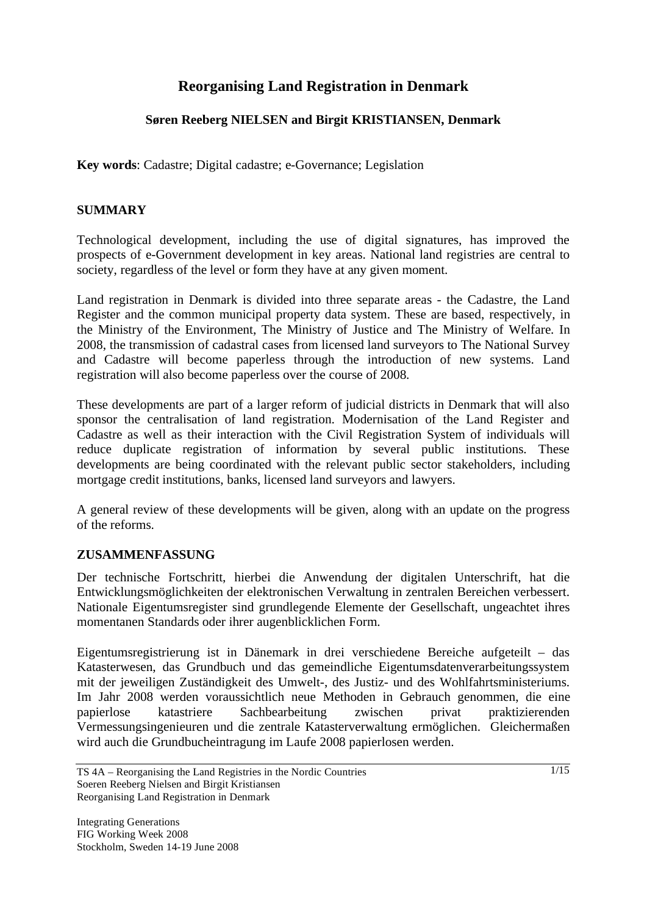# Reorganising Land Registration in Denmark

**Søren Reeberg NIELSEN and Birgit KRISTIANSEN, Denmark**

**Key words**: Cadastre; Digital cadastre; e-Governance; Legislation

## SUMMARY

Technological development, including the use of digital signatures, has improved the prospects of e-Government development in key areas. National land registries are central to society, regardless of the level or form they have at any given moment.

Land registration in Denmark is divided into three separate areas - the Cadastre, the Land Register and the common municipal property data system. These are based, respectively, in the Ministry of the Environment, The Ministry of Justice and The Ministry of Welfare. In 2008, the transmission of cadastral cases from licensed land surveyors to The National Survey and Cadastre will become paperless through the introduction of new systems. Land registration will also become paperless over the course of 2008.

These developments are part of a larger reform of judicial districts in Denmark that will also sponsor the centralisation of land registration. Modernisation of the Land Register and Cadastre as well as their interaction with the Civil Registration System of individuals will reduce duplicate registration of information by several public institutions. These developments are being coordinated with the relevant public sector stakeholders, including mortgage credit institutions, banks, licensed land surveyors and lawyers.

A general review of these developments will be given, along with an update on the progress of the reforms.

## ZUSAMMENFASSUNG

Der technische Fortschritt, hierbei die Anwendung der digitalen Unterschrift, hat die Entwicklungsmöglichkeiten der elektronischen Verwaltung in zentralen Bereichen verbessert. Nationale Eigentumsregister sind grundlegende Elemente der Gesellschaft, ungeachtet ihres momentanen Standards oder ihrer augenblicklichen Form.

Eigentumsregistrierung ist in Dänemark in drei verschiedene Bereiche aufgeteilt – das Katasterwesen, das Grundbuch und das gemeindliche Eigentumsdatenverarbeitungssystem mit der jeweiligen Zuständigkeit des Umwelt-, des Justiz- und des Wohlfahrtsministeriums. Im Jahr 2008 werden voraussichtlich neue Methoden in Gebrauch genommen, die eine papierlose katastriere Sachbearbeitung zwischen privat praktizierenden Vermessungsingenieuren und die zentrale Katasterverwaltung ermöglichen. Gleichermaßen wird auch die Grundbucheintragung im Laufe 2008 papierlosen werden.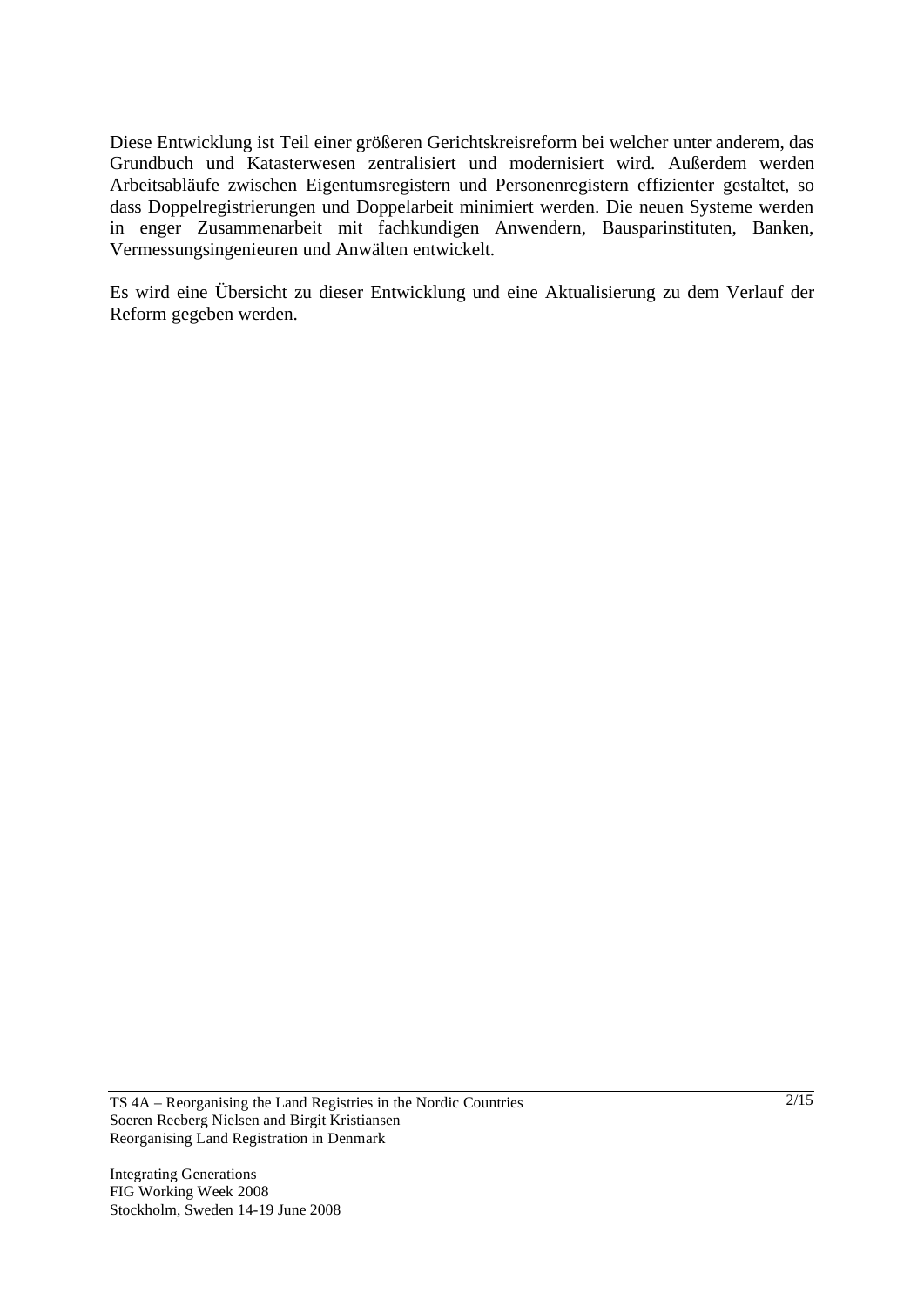Diese Entwicklung ist Teil einer größeren Gerichtskreisreform bei welcher unter anderem, das Grundbuch und Katasterwesen zentralisiert und modernisiert wird. Außerdem werden Arbeitsabläufe zwischen Eigentumsregistern und Personenregistern effizienter gestaltet, so dass Doppelregistrierungen und Doppelarbeit minimiert werden. Die neuen Systeme werden in enger Zusammenarbeit mit fachkundigen Anwendern, Bausparinstituten, Banken, Vermessungsingenieuren und Anwälten entwickelt.

Es wird eine Übersicht zu dieser Entwicklung und eine Aktualisierung zu dem Verlauf der Reform gegeben werden.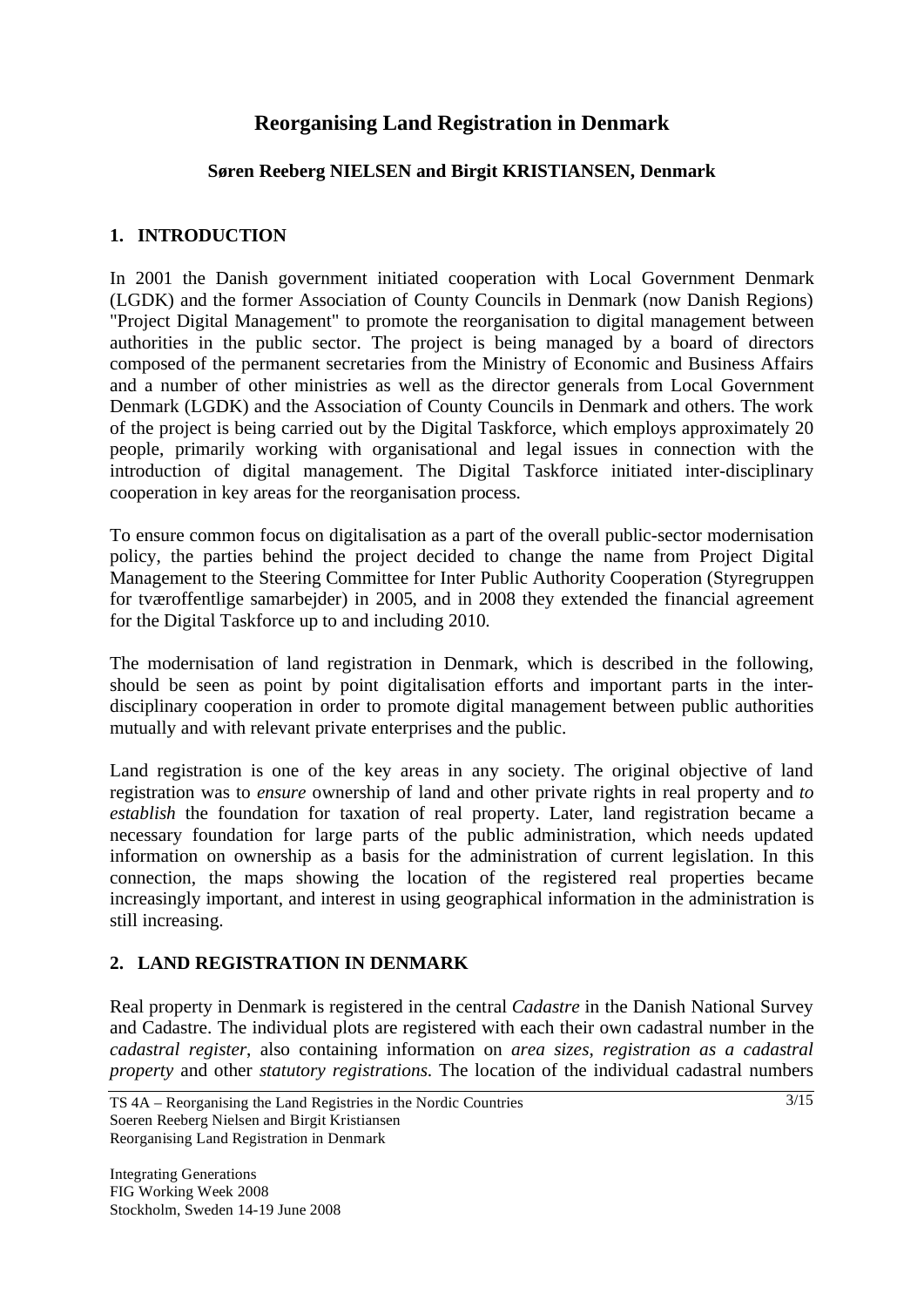# Reorganising Land Registration in Denmark

**Søren Reeberg NIELSEN and Birgit KRISTIANSEN, Denmark**

## 1. INTRODUCTION

In 2001 the Danish government initiated cooperation with Local Government Denmark (LGDK) and the former Association of County Councils in Denmark (now Danish Regions) "Project Digital Management" to promote the reorganisation to digital management between authorities in the public sector. The project is being managed by a board of directors composed of the permanent secretaries from the Ministry of Economic and Business Affairs and a number of other ministries as well as the director generals from Local Government Denmark (LGDK) and the Association of County Councils in Denmark and others. The work of the project is being carried out by the Digital Taskforce, which employs approximately 20 people, primarily working with organisational and legal issues in connection with the introduction of digital management. The Digital Taskforce initiated inter-disciplinary cooperation in key areas for the reorganisation process.

To ensure common focus on digitalisation as a part of the overall public-sector modernisation policy, the parties behind the project decided to change the name from Project Digital Management to the Steering Committee for Inter Public Authority Cooperation (Styregruppen for tværoffentlige samarbejder) in 2005, and in 2008 they extended the financial agreement for the Digital Taskforce up to and including 2010.

The modernisation of land registration in Denmark, which is described in the following, should be seen as point by point digitalisation efforts and important parts in the inter-disciplinary cooperation in order to promote digital management between public authorities mutually and with relevant private enterprises and the public.

Land registration is one of the key areas in any society. The original objective of land registration was to *ensure* ownership of land and other private rights in real property and *to establish* the foundation for taxation of real property. Later, land registration became a necessary foundation for large parts of the public administration, which needs updated information on ownership as a basis for the administration of current legislation. In this connection, the maps showing the location of the registered real properties became increasingly important, and interest in using geographical information in the administration is still increasing.

## 2. LAND REGISTRATION IN DENMARK

Real property in Denmark is registered in the central *Cadastre* in the Danish National Survey and Cadastre. The individual plots are registered with each their own cadastral number in the *cadastral register*, also containing information on *area sizes, registration as a cadastral property* and other *statutory registrations*. The location of the individual cadastral numbers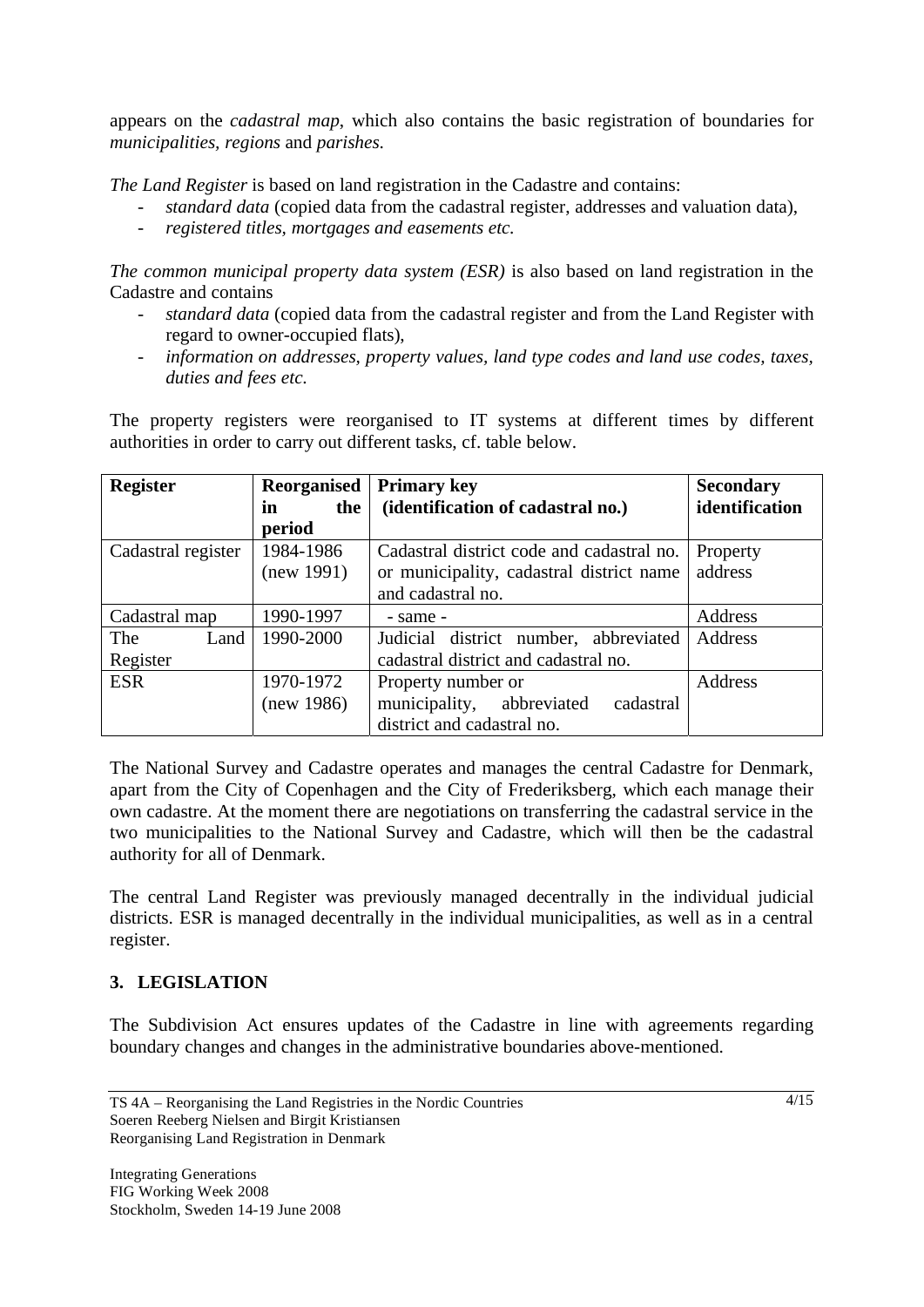appears on the *cadastral map*, which also contains the basic registration of boundaries for *municipalities*, *regions* and *parishes*.

*The Land Register* is based on land registration in the Cadastre and contains:

- *standard data* (copied data from the cadastral register, addresses and valuation data),
- *registered titles, mortgages and easements etc.*

*The common municipal property data system (ESR)* is also based on land registration in the Cadastre and contains

- *standard data* (copied data from the cadastral register and from the Land Register with regard to owner-occupied flats),
- *information on addresses, property values, land type codes and land use codes, taxes, duties and fees etc.*

The property registers were reorganised to IT systems at different times by different authorities in order to carry out different tasks, cf. table below.

| Register | Reorganised in the period | Primary key (identification of cadastral no.) | Secondary identification |
|---|---|---|---|
| Cadastral register | 1984-1986 (new 1991) | Cadastral district code and cadastral no. or municipality, cadastral district name and cadastral no. | Property address |
| Cadastral map | 1990-1997 | - same - | Address |
| The Land Register | 1990-2000 | Judicial district number, abbreviated cadastral district and cadastral no. | Address |
| ESR | 1970-1972 (new 1986) | Property number or municipality, abbreviated cadastral district and cadastral no. | Address |

The National Survey and Cadastre operates and manages the central Cadastre for Denmark, apart from the City of Copenhagen and the City of Frederiksberg, which each manage their own cadastre. At the moment there are negotiations on transferring the cadastral service in the two municipalities to the National Survey and Cadastre, which will then be the cadastral authority for all of Denmark.

The central Land Register was previously managed decentrally in the individual judicial districts. ESR is managed decentrally in the individual municipalities, as well as in a central register.

## 3. LEGISLATION

The Subdivision Act ensures updates of the Cadastre in line with agreements regarding boundary changes and changes in the administrative boundaries above-mentioned.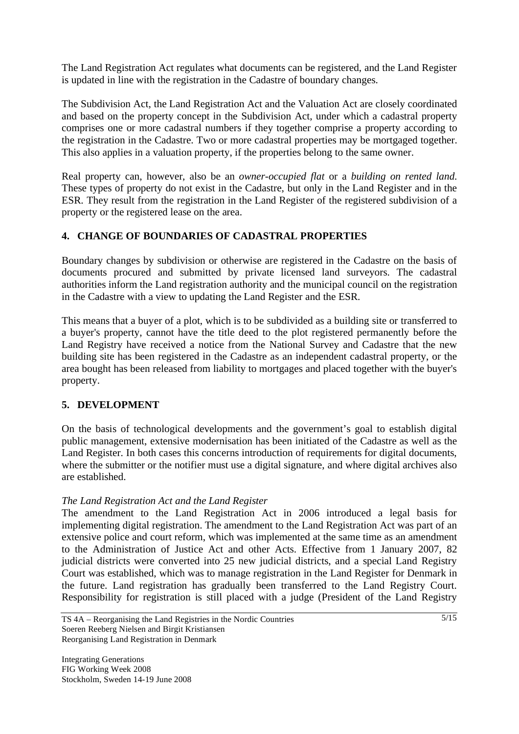The Land Registration Act regulates what documents can be registered, and the Land Register is updated in line with the registration in the Cadastre of boundary changes.

The Subdivision Act, the Land Registration Act and the Valuation Act are closely coordinated and based on the property concept in the Subdivision Act, under which a cadastral property comprises one or more cadastral numbers if they together comprise a property according to the registration in the Cadastre. Two or more cadastral properties may be mortgaged together. This also applies in a valuation property, if the properties belong to the same owner.

Real property can, however, also be an *owner-occupied flat* or a *building on rented land*. These types of property do not exist in the Cadastre, but only in the Land Register and in the ESR. They result from the registration in the Land Register of the registered subdivision of a property or the registered lease on the area.

## 4. CHANGE OF BOUNDARIES OF CADASTRAL PROPERTIES

Boundary changes by subdivision or otherwise are registered in the Cadastre on the basis of documents procured and submitted by private licensed land surveyors. The cadastral authorities inform the Land registration authority and the municipal council on the registration in the Cadastre with a view to updating the Land Register and the ESR.

This means that a buyer of a plot, which is to be subdivided as a building site or transferred to a buyer's property, cannot have the title deed to the plot registered permanently before the Land Registry have received a notice from the National Survey and Cadastre that the new building site has been registered in the Cadastre as an independent cadastral property, or the area bought has been released from liability to mortgages and placed together with the buyer's property.

## 5. DEVELOPMENT

On the basis of technological developments and the government's goal to establish digital public management, extensive modernisation has been initiated of the Cadastre as well as the Land Register. In both cases this concerns introduction of requirements for digital documents, where the submitter or the notifier must use a digital signature, and where digital archives also are established.

*The Land Registration Act and the Land Register*

The amendment to the Land Registration Act in 2006 introduced a legal basis for implementing digital registration. The amendment to the Land Registration Act was part of an extensive police and court reform, which was implemented at the same time as an amendment to the Administration of Justice Act and other Acts. Effective from 1 January 2007, 82 judicial districts were converted into 25 new judicial districts, and a special Land Registry Court was established, which was to manage registration in the Land Register for Denmark in the future. Land registration has gradually been transferred to the Land Registry Court. Responsibility for registration is still placed with a judge (President of the Land Registry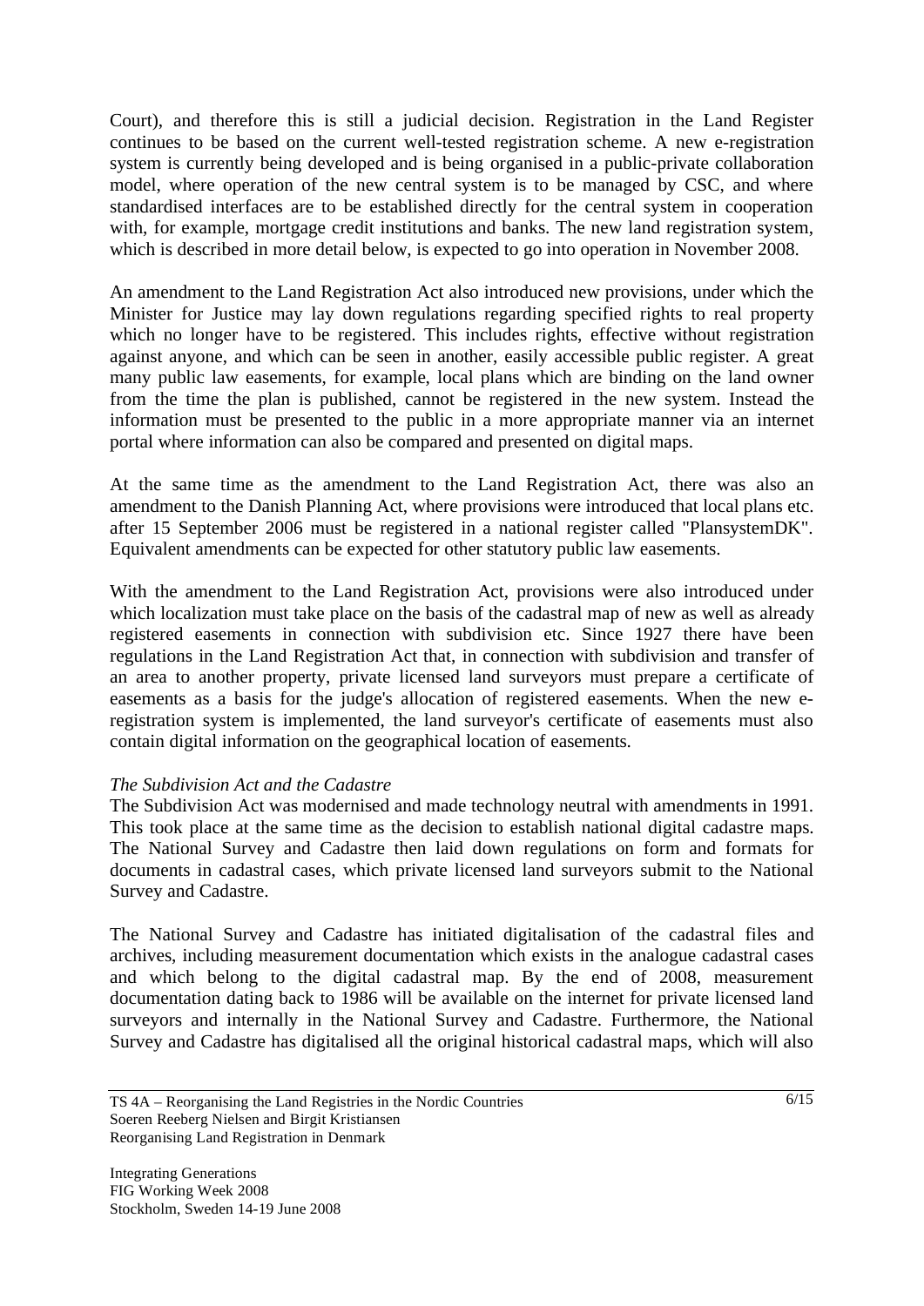Court), and therefore this is still a judicial decision. Registration in the Land Register continues to be based on the current well-tested registration scheme. A new e-registration system is currently being developed and is being organised in a public-private collaboration model, where operation of the new central system is to be managed by CSC, and where standardised interfaces are to be established directly for the central system in cooperation with, for example, mortgage credit institutions and banks. The new land registration system, which is described in more detail below, is expected to go into operation in November 2008.

An amendment to the Land Registration Act also introduced new provisions, under which the Minister for Justice may lay down regulations regarding specified rights to real property which no longer have to be registered. This includes rights, effective without registration against anyone, and which can be seen in another, easily accessible public register. A great many public law easements, for example, local plans which are binding on the land owner from the time the plan is published, cannot be registered in the new system. Instead the information must be presented to the public in a more appropriate manner via an internet portal where information can also be compared and presented on digital maps.

At the same time as the amendment to the Land Registration Act, there was also an amendment to the Danish Planning Act, where provisions were introduced that local plans etc. after 15 September 2006 must be registered in a national register called "PlansystemDK". Equivalent amendments can be expected for other statutory public law easements.

With the amendment to the Land Registration Act, provisions were also introduced under which localization must take place on the basis of the cadastral map of new as well as already registered easements in connection with subdivision etc. Since 1927 there have been regulations in the Land Registration Act that, in connection with subdivision and transfer of an area to another property, private licensed land surveyors must prepare a certificate of easements as a basis for the judge's allocation of registered easements. When the new e-registration system is implemented, the land surveyor's certificate of easements must also contain digital information on the geographical location of easements.

*The Subdivision Act and the Cadastre*

The Subdivision Act was modernised and made technology neutral with amendments in 1991. This took place at the same time as the decision to establish national digital cadastre maps. The National Survey and Cadastre then laid down regulations on form and formats for documents in cadastral cases, which private licensed land surveyors submit to the National Survey and Cadastre.

The National Survey and Cadastre has initiated digitalisation of the cadastral files and archives, including measurement documentation which exists in the analogue cadastral cases and which belong to the digital cadastral map. By the end of 2008, measurement documentation dating back to 1986 will be available on the internet for private licensed land surveyors and internally in the National Survey and Cadastre. Furthermore, the National Survey and Cadastre has digitalised all the original historical cadastral maps, which will also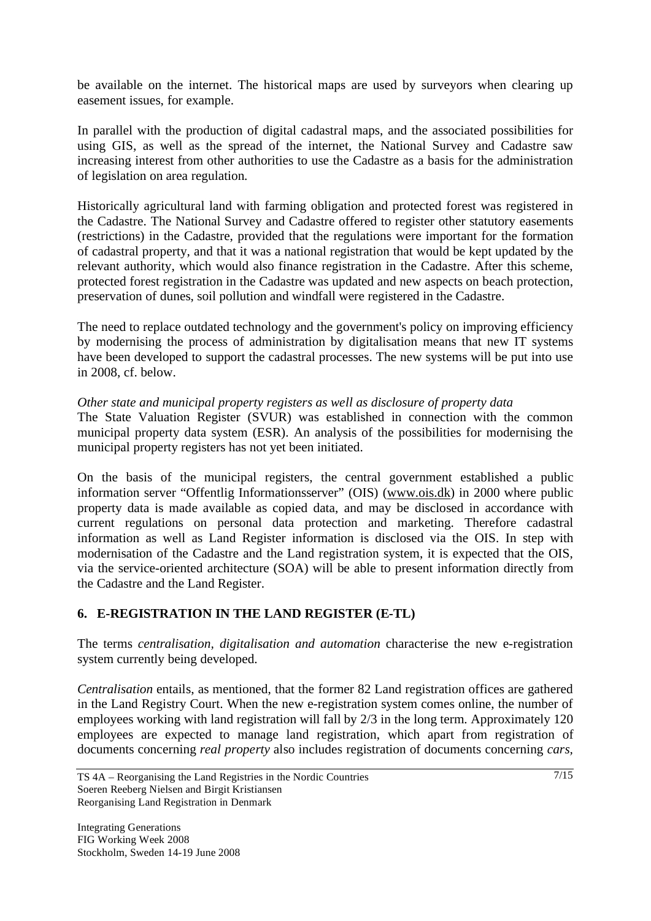be available on the internet. The historical maps are used by surveyors when clearing up easement issues, for example.

In parallel with the production of digital cadastral maps, and the associated possibilities for using GIS, as well as the spread of the internet, the National Survey and Cadastre saw increasing interest from other authorities to use the Cadastre as a basis for the administration of legislation on area regulation.

Historically agricultural land with farming obligation and protected forest was registered in the Cadastre. The National Survey and Cadastre offered to register other statutory easements (restrictions) in the Cadastre, provided that the regulations were important for the formation of cadastral property, and that it was a national registration that would be kept updated by the relevant authority, which would also finance registration in the Cadastre. After this scheme, protected forest registration in the Cadastre was updated and new aspects on beach protection, preservation of dunes, soil pollution and windfall were registered in the Cadastre.

The need to replace outdated technology and the government's policy on improving efficiency by modernising the process of administration by digitalisation means that new IT systems have been developed to support the cadastral processes. The new systems will be put into use in 2008, cf. below.

*Other state and municipal property registers as well as disclosure of property data*

The State Valuation Register (SVUR) was established in connection with the common municipal property data system (ESR). An analysis of the possibilities for modernising the municipal property registers has not yet been initiated.

On the basis of the municipal registers, the central government established a public information server "Offentlig Informationsserver" (OIS) (www.ois.dk) in 2000 where public property data is made available as copied data, and may be disclosed in accordance with current regulations on personal data protection and marketing. Therefore cadastral information as well as Land Register information is disclosed via the OIS. In step with modernisation of the Cadastre and the Land registration system, it is expected that the OIS, via the service-oriented architecture (SOA) will be able to present information directly from the Cadastre and the Land Register.

## 6. E-REGISTRATION IN THE LAND REGISTER (E-TL)

The terms *centralisation, digitalisation and automation* characterise the new e-registration system currently being developed.

*Centralisation* entails, as mentioned, that the former 82 Land registration offices are gathered in the Land Registry Court. When the new e-registration system comes online, the number of employees working with land registration will fall by 2/3 in the long term. Approximately 120 employees are expected to manage land registration, which apart from registration of documents concerning *real property* also includes registration of documents concerning *cars,*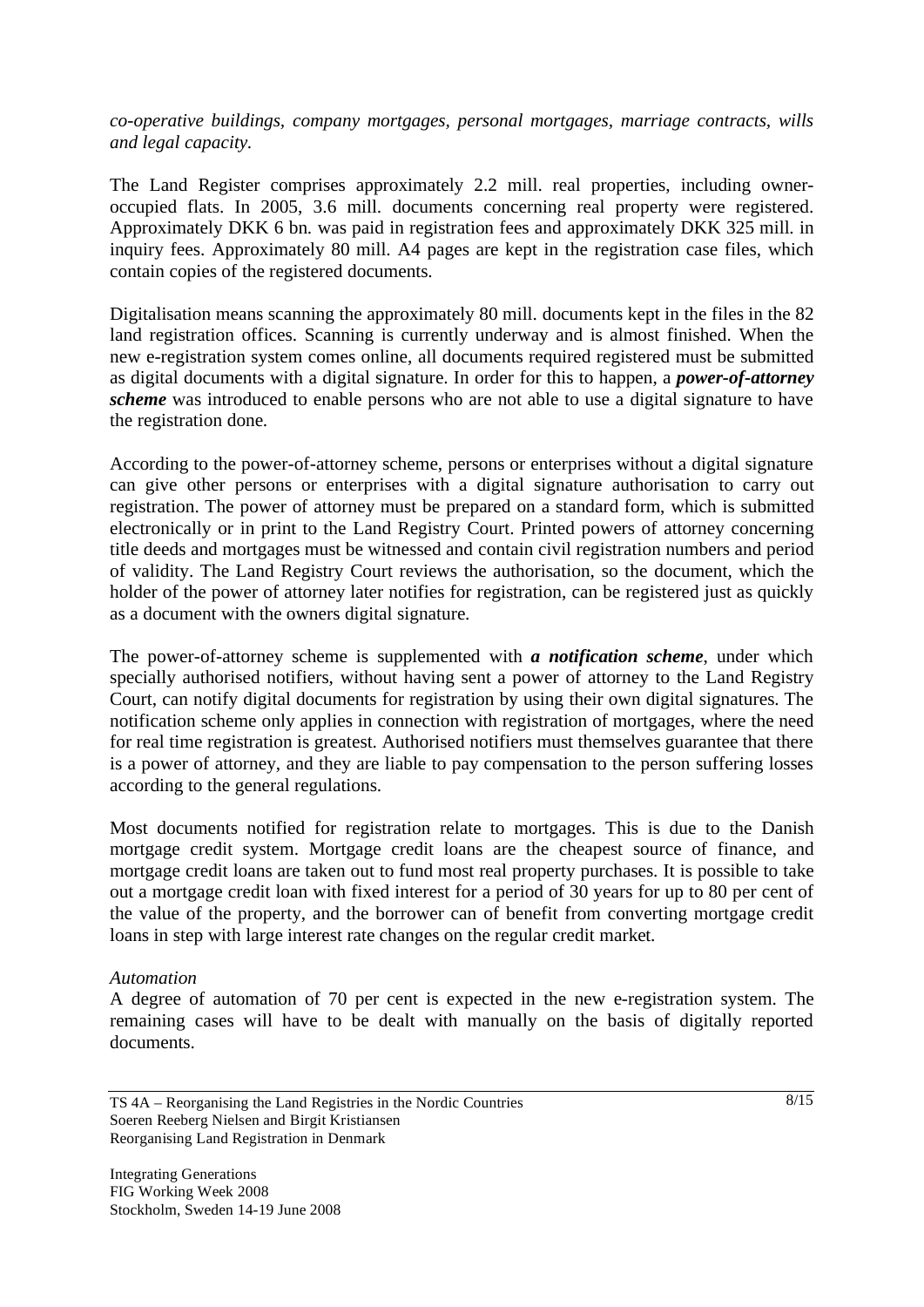*co-operative buildings, company mortgages, personal mortgages, marriage contracts, wills and legal capacity.*

The Land Register comprises approximately 2.2 mill. real properties, including owner-occupied flats. In 2005, 3.6 mill. documents concerning real property were registered. Approximately DKK 6 bn. was paid in registration fees and approximately DKK 325 mill. in inquiry fees. Approximately 80 mill. A4 pages are kept in the registration case files, which contain copies of the registered documents.

Digitalisation means scanning the approximately 80 mill. documents kept in the files in the 82 land registration offices. Scanning is currently underway and is almost finished. When the new e-registration system comes online, all documents required registered must be submitted as digital documents with a digital signature. In order for this to happen, a ***power-of-attorney scheme*** was introduced to enable persons who are not able to use a digital signature to have the registration done.

According to the power-of-attorney scheme, persons or enterprises without a digital signature can give other persons or enterprises with a digital signature authorisation to carry out registration. The power of attorney must be prepared on a standard form, which is submitted electronically or in print to the Land Registry Court. Printed powers of attorney concerning title deeds and mortgages must be witnessed and contain civil registration numbers and period of validity. The Land Registry Court reviews the authorisation, so the document, which the holder of the power of attorney later notifies for registration, can be registered just as quickly as a document with the owners digital signature.

The power-of-attorney scheme is supplemented with ***a notification scheme***, under which specially authorised notifiers, without having sent a power of attorney to the Land Registry Court, can notify digital documents for registration by using their own digital signatures. The notification scheme only applies in connection with registration of mortgages, where the need for real time registration is greatest. Authorised notifiers must themselves guarantee that there is a power of attorney, and they are liable to pay compensation to the person suffering losses according to the general regulations.

Most documents notified for registration relate to mortgages. This is due to the Danish mortgage credit system. Mortgage credit loans are the cheapest source of finance, and mortgage credit loans are taken out to fund most real property purchases. It is possible to take out a mortgage credit loan with fixed interest for a period of 30 years for up to 80 per cent of the value of the property, and the borrower can of benefit from converting mortgage credit loans in step with large interest rate changes on the regular credit market.

*Automation*

A degree of automation of 70 per cent is expected in the new e-registration system. The remaining cases will have to be dealt with manually on the basis of digitally reported documents.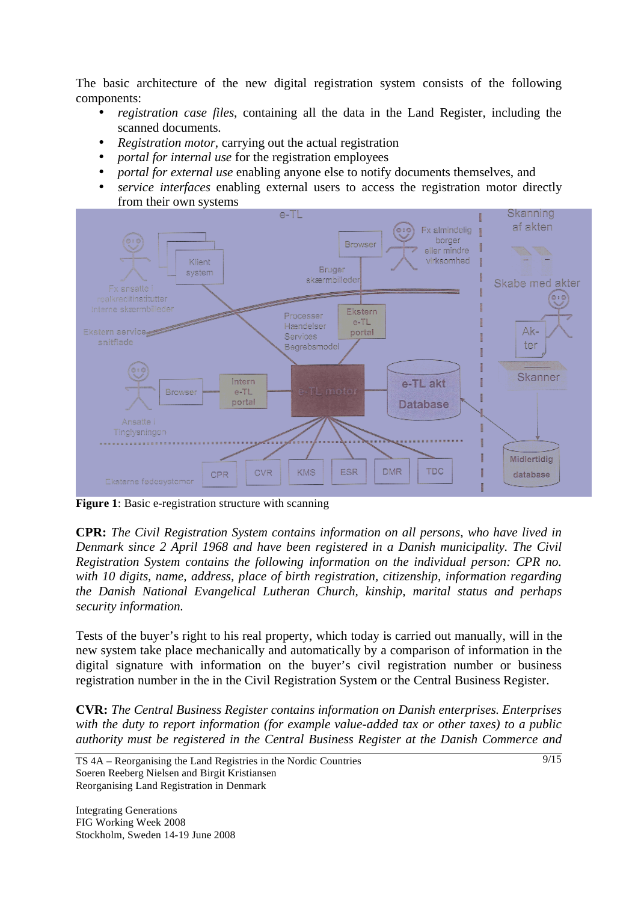The basic architecture of the new digital registration system consists of the following components:

- *registration case files*, containing all the data in the Land Register, including the scanned documents.
- *Registration motor*, carrying out the actual registration
- *portal for internal use* for the registration employees
- *portal for external use* enabling anyone else to notify documents themselves, and
- *service interfaces* enabling external users to access the registration motor directly from their own systems

**Figure 1**: Basic e-registration structure with scanning

**CPR:** *The Civil Registration System contains information on all persons, who have lived in Denmark since 2 April 1968 and have been registered in a Danish municipality. The Civil Registration System contains the following information on the individual person: CPR no. with 10 digits, name, address, place of birth registration, citizenship, information regarding the Danish National Evangelical Lutheran Church, kinship, marital status and perhaps security information.*

Tests of the buyer's right to his real property, which today is carried out manually, will in the new system take place mechanically and automatically by a comparison of information in the digital signature with information on the buyer's civil registration number or business registration number in the in the Civil Registration System or the Central Business Register.

**CVR:** *The Central Business Register contains information on Danish enterprises. Enterprises with the duty to report information (for example value-added tax or other taxes) to a public authority must be registered in the Central Business Register at the Danish Commerce and*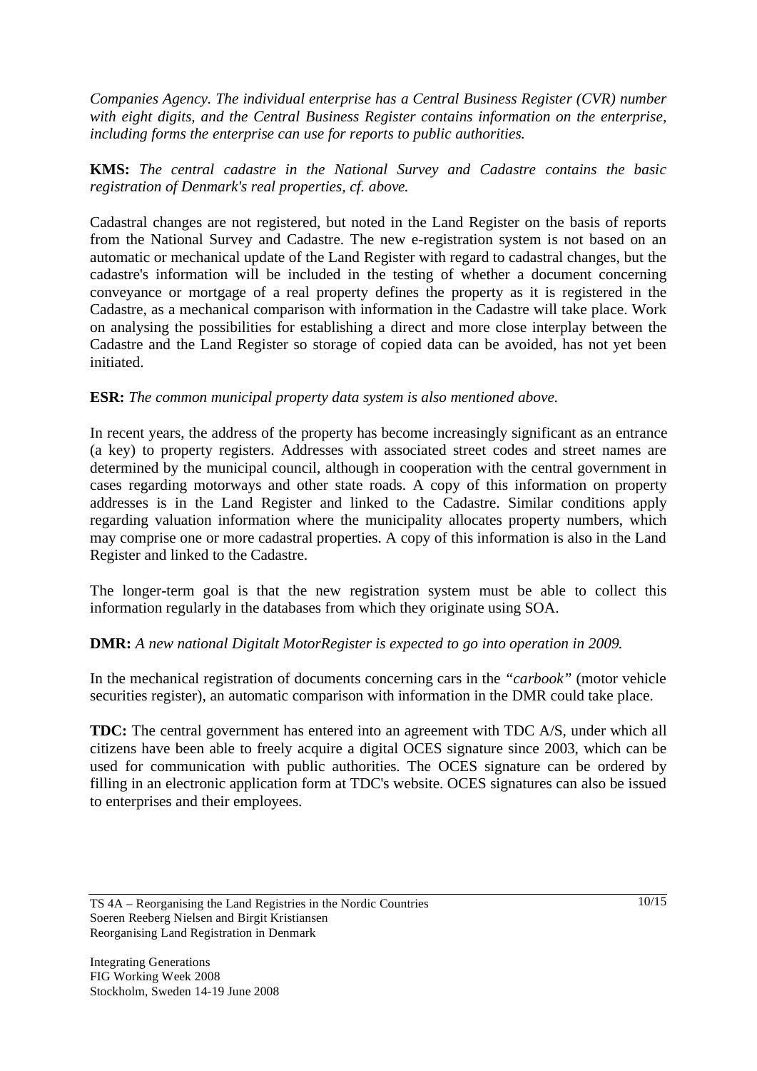*Companies Agency. The individual enterprise has a Central Business Register (CVR) number with eight digits, and the Central Business Register contains information on the enterprise, including forms the enterprise can use for reports to public authorities.*

**KMS:** *The central cadastre in the National Survey and Cadastre contains the basic registration of Denmark's real properties, cf. above.*

Cadastral changes are not registered, but noted in the Land Register on the basis of reports from the National Survey and Cadastre. The new e-registration system is not based on an automatic or mechanical update of the Land Register with regard to cadastral changes, but the cadastre's information will be included in the testing of whether a document concerning conveyance or mortgage of a real property defines the property as it is registered in the Cadastre, as a mechanical comparison with information in the Cadastre will take place. Work on analysing the possibilities for establishing a direct and more close interplay between the Cadastre and the Land Register so storage of copied data can be avoided, has not yet been initiated.

**ESR:** *The common municipal property data system is also mentioned above.*

In recent years, the address of the property has become increasingly significant as an entrance (a key) to property registers. Addresses with associated street codes and street names are determined by the municipal council, although in cooperation with the central government in cases regarding motorways and other state roads. A copy of this information on property addresses is in the Land Register and linked to the Cadastre. Similar conditions apply regarding valuation information where the municipality allocates property numbers, which may comprise one or more cadastral properties. A copy of this information is also in the Land Register and linked to the Cadastre.

The longer-term goal is that the new registration system must be able to collect this information regularly in the databases from which they originate using SOA.

**DMR:** *A new national Digitalt MotorRegister is expected to go into operation in 2009.*

In the mechanical registration of documents concerning cars in the *"carbook"* (motor vehicle securities register), an automatic comparison with information in the DMR could take place.

**TDC:** The central government has entered into an agreement with TDC A/S, under which all citizens have been able to freely acquire a digital OCES signature since 2003, which can be used for communication with public authorities. The OCES signature can be ordered by filling in an electronic application form at TDC's website. OCES signatures can also be issued to enterprises and their employees.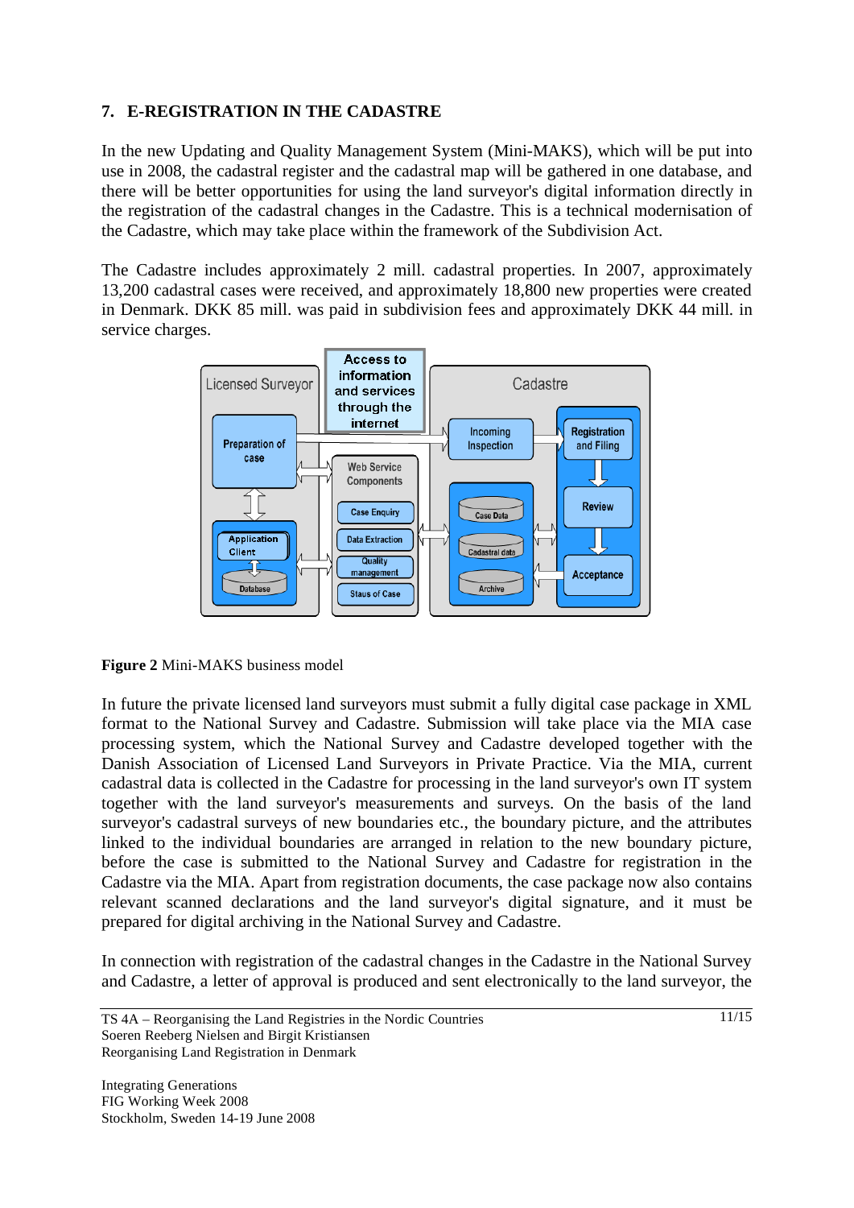## 7. E-REGISTRATION IN THE CADASTRE

In the new Updating and Quality Management System (Mini-MAKS), which will be put into use in 2008, the cadastral register and the cadastral map will be gathered in one database, and there will be better opportunities for using the land surveyor's digital information directly in the registration of the cadastral changes in the Cadastre. This is a technical modernisation of the Cadastre, which may take place within the framework of the Subdivision Act.

The Cadastre includes approximately 2 mill. cadastral properties. In 2007, approximately 13,200 cadastral cases were received, and approximately 18,800 new properties were created in Denmark. DKK 85 mill. was paid in subdivision fees and approximately DKK 44 mill. in service charges.

**Figure 2** Mini-MAKS business model

In future the private licensed land surveyors must submit a fully digital case package in XML format to the National Survey and Cadastre. Submission will take place via the MIA case processing system, which the National Survey and Cadastre developed together with the Danish Association of Licensed Land Surveyors in Private Practice. Via the MIA, current cadastral data is collected in the Cadastre for processing in the land surveyor's own IT system together with the land surveyor's measurements and surveys. On the basis of the land surveyor's cadastral surveys of new boundaries etc., the boundary picture, and the attributes linked to the individual boundaries are arranged in relation to the new boundary picture, before the case is submitted to the National Survey and Cadastre for registration in the Cadastre via the MIA. Apart from registration documents, the case package now also contains relevant scanned declarations and the land surveyor's digital signature, and it must be prepared for digital archiving in the National Survey and Cadastre.

In connection with registration of the cadastral changes in the Cadastre in the National Survey and Cadastre, a letter of approval is produced and sent electronically to the land surveyor, the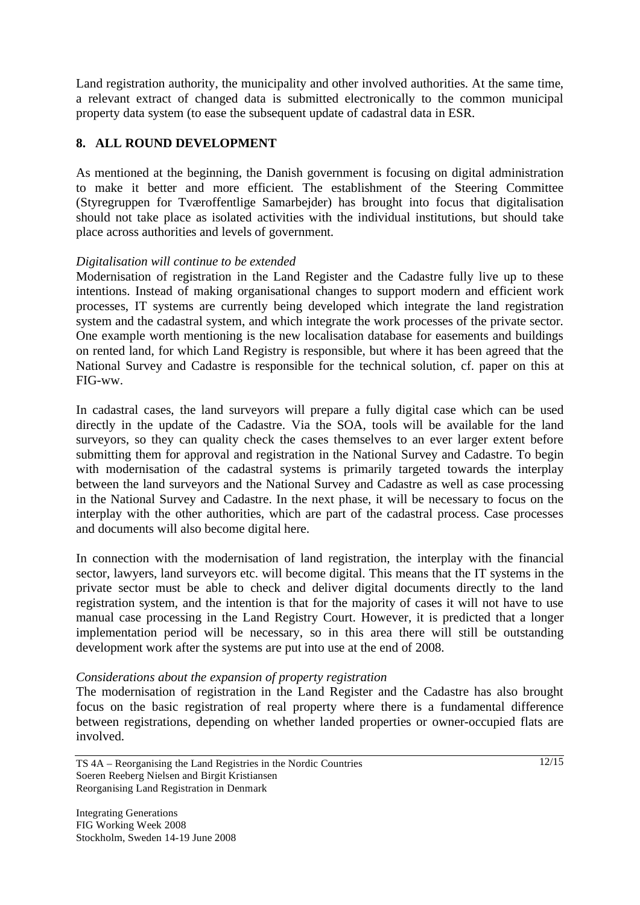Land registration authority, the municipality and other involved authorities. At the same time, a relevant extract of changed data is submitted electronically to the common municipal property data system (to ease the subsequent update of cadastral data in ESR.

## 8. ALL ROUND DEVELOPMENT

As mentioned at the beginning, the Danish government is focusing on digital administration to make it better and more efficient. The establishment of the Steering Committee (Styregruppen for Tværoffentlige Samarbejder) has brought into focus that digitalisation should not take place as isolated activities with the individual institutions, but should take place across authorities and levels of government.

*Digitalisation will continue to be extended*

Modernisation of registration in the Land Register and the Cadastre fully live up to these intentions. Instead of making organisational changes to support modern and efficient work processes, IT systems are currently being developed which integrate the land registration system and the cadastral system, and which integrate the work processes of the private sector. One example worth mentioning is the new localisation database for easements and buildings on rented land, for which Land Registry is responsible, but where it has been agreed that the National Survey and Cadastre is responsible for the technical solution, cf. paper on this at FIG-ww.

In cadastral cases, the land surveyors will prepare a fully digital case which can be used directly in the update of the Cadastre. Via the SOA, tools will be available for the land surveyors, so they can quality check the cases themselves to an ever larger extent before submitting them for approval and registration in the National Survey and Cadastre. To begin with modernisation of the cadastral systems is primarily targeted towards the interplay between the land surveyors and the National Survey and Cadastre as well as case processing in the National Survey and Cadastre. In the next phase, it will be necessary to focus on the interplay with the other authorities, which are part of the cadastral process. Case processes and documents will also become digital here.

In connection with the modernisation of land registration, the interplay with the financial sector, lawyers, land surveyors etc. will become digital. This means that the IT systems in the private sector must be able to check and deliver digital documents directly to the land registration system, and the intention is that for the majority of cases it will not have to use manual case processing in the Land Registry Court. However, it is predicted that a longer implementation period will be necessary, so in this area there will still be outstanding development work after the systems are put into use at the end of 2008.

*Considerations about the expansion of property registration*

The modernisation of registration in the Land Register and the Cadastre has also brought focus on the basic registration of real property where there is a fundamental difference between registrations, depending on whether landed properties or owner-occupied flats are involved.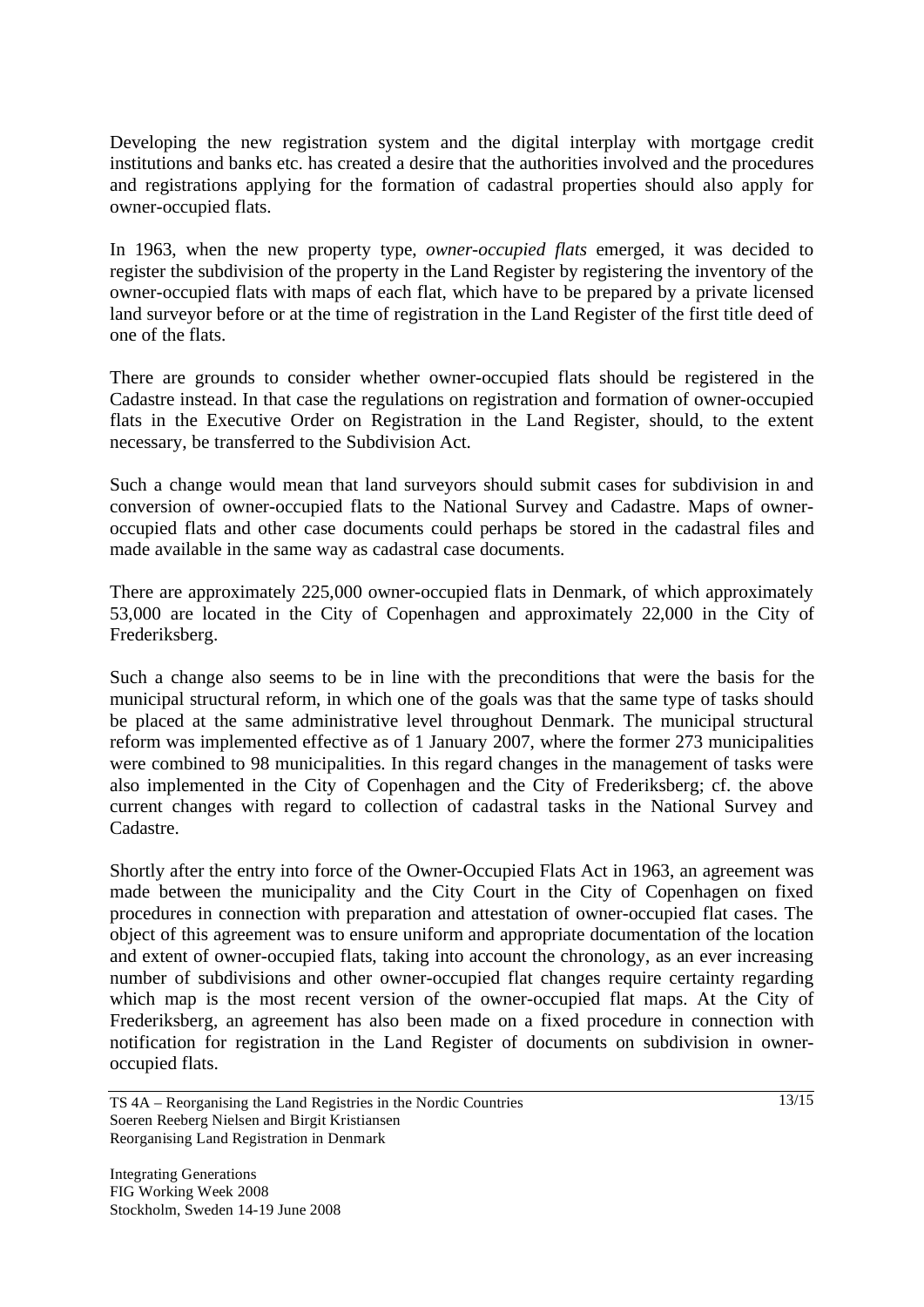Developing the new registration system and the digital interplay with mortgage credit institutions and banks etc. has created a desire that the authorities involved and the procedures and registrations applying for the formation of cadastral properties should also apply for owner-occupied flats.

In 1963, when the new property type, *owner-occupied flats* emerged, it was decided to register the subdivision of the property in the Land Register by registering the inventory of the owner-occupied flats with maps of each flat, which have to be prepared by a private licensed land surveyor before or at the time of registration in the Land Register of the first title deed of one of the flats.

There are grounds to consider whether owner-occupied flats should be registered in the Cadastre instead. In that case the regulations on registration and formation of owner-occupied flats in the Executive Order on Registration in the Land Register, should, to the extent necessary, be transferred to the Subdivision Act.

Such a change would mean that land surveyors should submit cases for subdivision in and conversion of owner-occupied flats to the National Survey and Cadastre. Maps of owner-occupied flats and other case documents could perhaps be stored in the cadastral files and made available in the same way as cadastral case documents.

There are approximately 225,000 owner-occupied flats in Denmark, of which approximately 53,000 are located in the City of Copenhagen and approximately 22,000 in the City of Frederiksberg.

Such a change also seems to be in line with the preconditions that were the basis for the municipal structural reform, in which one of the goals was that the same type of tasks should be placed at the same administrative level throughout Denmark. The municipal structural reform was implemented effective as of 1 January 2007, where the former 273 municipalities were combined to 98 municipalities. In this regard changes in the management of tasks were also implemented in the City of Copenhagen and the City of Frederiksberg; cf. the above current changes with regard to collection of cadastral tasks in the National Survey and Cadastre.

Shortly after the entry into force of the Owner-Occupied Flats Act in 1963, an agreement was made between the municipality and the City Court in the City of Copenhagen on fixed procedures in connection with preparation and attestation of owner-occupied flat cases. The object of this agreement was to ensure uniform and appropriate documentation of the location and extent of owner-occupied flats, taking into account the chronology, as an ever increasing number of subdivisions and other owner-occupied flat changes require certainty regarding which map is the most recent version of the owner-occupied flat maps. At the City of Frederiksberg, an agreement has also been made on a fixed procedure in connection with notification for registration in the Land Register of documents on subdivision in owner-occupied flats.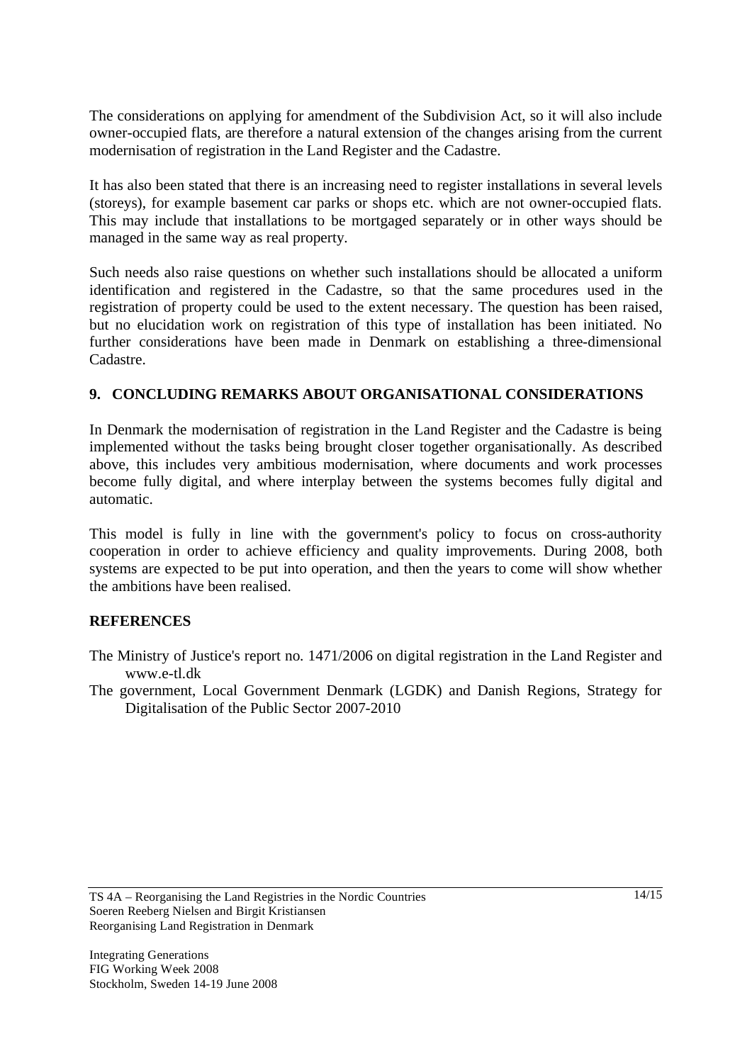The considerations on applying for amendment of the Subdivision Act, so it will also include owner-occupied flats, are therefore a natural extension of the changes arising from the current modernisation of registration in the Land Register and the Cadastre.

It has also been stated that there is an increasing need to register installations in several levels (storeys), for example basement car parks or shops etc. which are not owner-occupied flats. This may include that installations to be mortgaged separately or in other ways should be managed in the same way as real property.

Such needs also raise questions on whether such installations should be allocated a uniform identification and registered in the Cadastre, so that the same procedures used in the registration of property could be used to the extent necessary. The question has been raised, but no elucidation work on registration of this type of installation has been initiated. No further considerations have been made in Denmark on establishing a three-dimensional Cadastre.

## 9. CONCLUDING REMARKS ABOUT ORGANISATIONAL CONSIDERATIONS

In Denmark the modernisation of registration in the Land Register and the Cadastre is being implemented without the tasks being brought closer together organisationally. As described above, this includes very ambitious modernisation, where documents and work processes become fully digital, and where interplay between the systems becomes fully digital and automatic.

This model is fully in line with the government's policy to focus on cross-authority cooperation in order to achieve efficiency and quality improvements. During 2008, both systems are expected to be put into operation, and then the years to come will show whether the ambitions have been realised.

## REFERENCES

The Ministry of Justice's report no. 1471/2006 on digital registration in the Land Register and www.e-tl.dk

The government, Local Government Denmark (LGDK) and Danish Regions, Strategy for Digitalisation of the Public Sector 2007-2010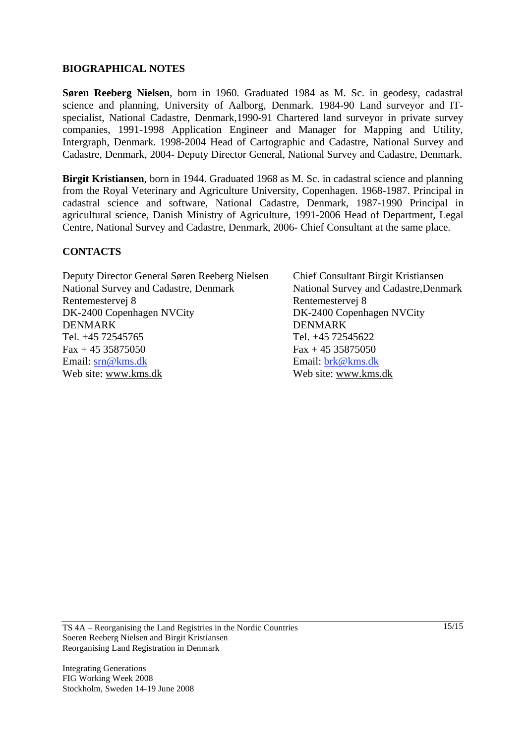## BIOGRAPHICAL NOTES

**Søren Reeberg Nielsen**, born in 1960. Graduated 1984 as M. Sc. in geodesy, cadastral science and planning, University of Aalborg, Denmark. 1984-90 Land surveyor and IT-specialist, National Cadastre, Denmark,1990-91 Chartered land surveyor in private survey companies, 1991-1998 Application Engineer and Manager for Mapping and Utility, Intergraph, Denmark. 1998-2004 Head of Cartographic and Cadastre, National Survey and Cadastre, Denmark, 2004- Deputy Director General, National Survey and Cadastre, Denmark.

**Birgit Kristiansen**, born in 1944. Graduated 1968 as M. Sc. in cadastral science and planning from the Royal Veterinary and Agriculture University, Copenhagen. 1968-1987. Principal in cadastral science and software, National Cadastre, Denmark, 1987-1990 Principal in agricultural science, Danish Ministry of Agriculture, 1991-2006 Head of Department, Legal Centre, National Survey and Cadastre, Denmark, 2006- Chief Consultant at the same place.

## CONTACTS

Deputy Director General Søren Reeberg Nielsen
National Survey and Cadastre, Denmark
Rentemestervej 8
DK-2400 Copenhagen NVCity
DENMARK
Tel. +45 72545765
Fax + 45 35875050
Email: srn@kms.dk
Web site: www.kms.dk

Chief Consultant Birgit Kristiansen
National Survey and Cadastre,Denmark
Rentemestervej 8
DK-2400 Copenhagen NVCity
DENMARK
Tel. +45 72545622
Fax + 45 35875050
Email: brk@kms.dk
Web site: www.kms.dk